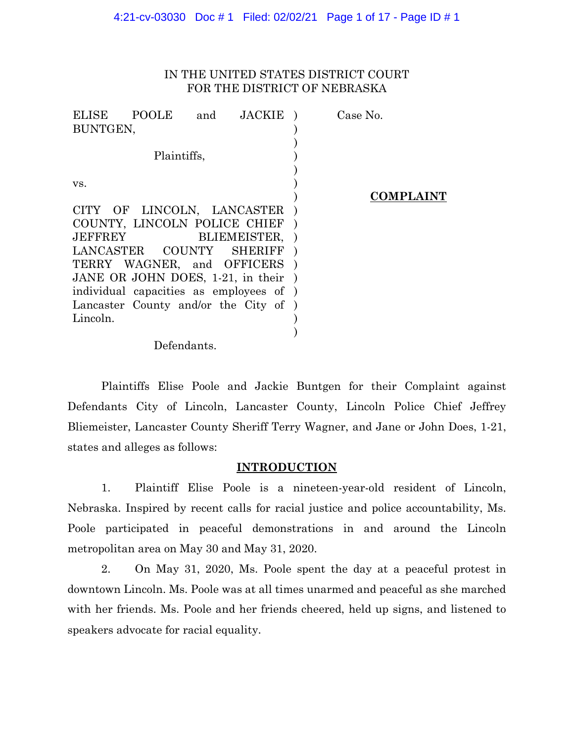IN THE UNITED STATES DISTRICT COURT
FOR THE DISTRICT OF NEBRASKA

ELISE POOLE and JACKIE BUNTGEN,

Plaintiffs,

vs.

CITY OF LINCOLN, LANCASTER COUNTY, LINCOLN POLICE CHIEF JEFFREY BLIEMEISTER, LANCASTER COUNTY SHERIFF TERRY WAGNER, and OFFICERS JANE OR JOHN DOES, 1-21, in their individual capacities as employees of Lancaster County and/or the City of Lincoln.

Defendants.

Case No.

**COMPLAINT**

Plaintiffs Elise Poole and Jackie Buntgen for their Complaint against Defendants City of Lincoln, Lancaster County, Lincoln Police Chief Jeffrey Bliemeister, Lancaster County Sheriff Terry Wagner, and Jane or John Does, 1-21, states and alleges as follows:

## INTRODUCTION

1. Plaintiff Elise Poole is a nineteen-year-old resident of Lincoln, Nebraska. Inspired by recent calls for racial justice and police accountability, Ms. Poole participated in peaceful demonstrations in and around the Lincoln metropolitan area on May 30 and May 31, 2020.

2. On May 31, 2020, Ms. Poole spent the day at a peaceful protest in downtown Lincoln. Ms. Poole was at all times unarmed and peaceful as she marched with her friends. Ms. Poole and her friends cheered, held up signs, and listened to speakers advocate for racial equality.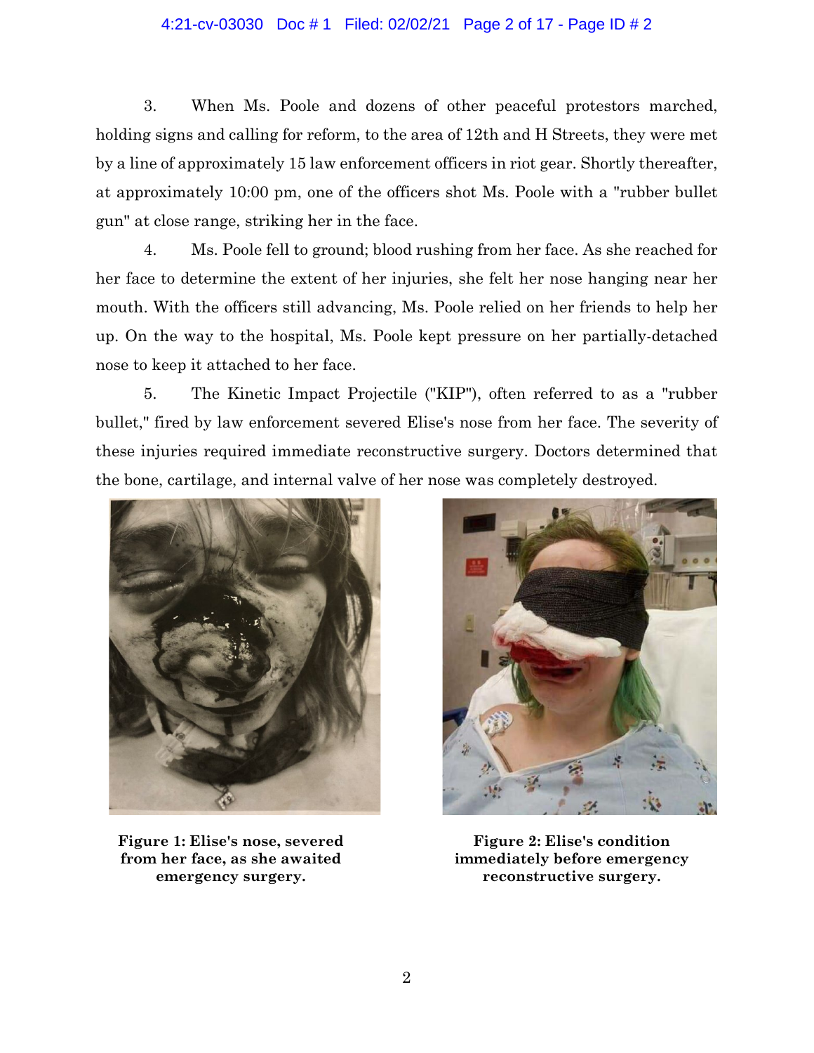3. When Ms. Poole and dozens of other peaceful protestors marched, holding signs and calling for reform, to the area of 12th and H Streets, they were met by a line of approximately 15 law enforcement officers in riot gear. Shortly thereafter, at approximately 10:00 pm, one of the officers shot Ms. Poole with a "rubber bullet gun" at close range, striking her in the face.

4. Ms. Poole fell to ground; blood rushing from her face. As she reached for her face to determine the extent of her injuries, she felt her nose hanging near her mouth. With the officers still advancing, Ms. Poole relied on her friends to help her up. On the way to the hospital, Ms. Poole kept pressure on her partially-detached nose to keep it attached to her face.

5. The Kinetic Impact Projectile ("KIP"), often referred to as a "rubber bullet," fired by law enforcement severed Elise's nose from her face. The severity of these injuries required immediate reconstructive surgery. Doctors determined that the bone, cartilage, and internal valve of her nose was completely destroyed.

**Figure 1: Elise's nose, severed from her face, as she awaited emergency surgery.**

**Figure 2: Elise's condition immediately before emergency reconstructive surgery.**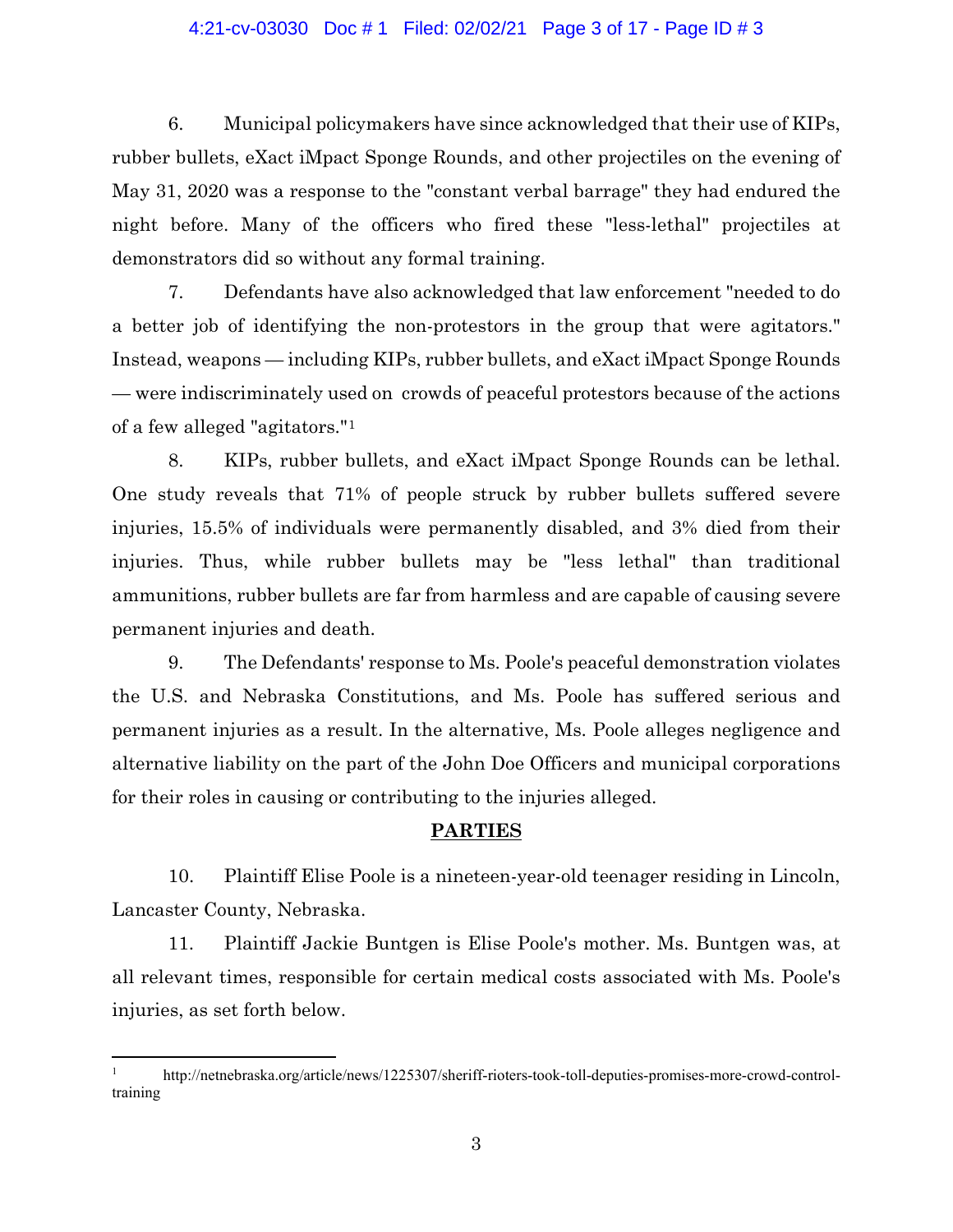6. Municipal policymakers have since acknowledged that their use of KIPs, rubber bullets, eXact iMpact Sponge Rounds, and other projectiles on the evening of May 31, 2020 was a response to the "constant verbal barrage" they had endured the night before. Many of the officers who fired these "less-lethal" projectiles at demonstrators did so without any formal training.

7. Defendants have also acknowledged that law enforcement "needed to do a better job of identifying the non-protestors in the group that were agitators." Instead, weapons — including KIPs, rubber bullets, and eXact iMpact Sponge Rounds — were indiscriminately used on crowds of peaceful protestors because of the actions of a few alleged "agitators."[1]

8. KIPs, rubber bullets, and eXact iMpact Sponge Rounds can be lethal. One study reveals that 71% of people struck by rubber bullets suffered severe injuries, 15.5% of individuals were permanently disabled, and 3% died from their injuries. Thus, while rubber bullets may be "less lethal" than traditional ammunitions, rubber bullets are far from harmless and are capable of causing severe permanent injuries and death.

9. The Defendants' response to Ms. Poole's peaceful demonstration violates the U.S. and Nebraska Constitutions, and Ms. Poole has suffered serious and permanent injuries as a result. In the alternative, Ms. Poole alleges negligence and alternative liability on the part of the John Doe Officers and municipal corporations for their roles in causing or contributing to the injuries alleged.

## PARTIES

10. Plaintiff Elise Poole is a nineteen-year-old teenager residing in Lincoln, Lancaster County, Nebraska.

11. Plaintiff Jackie Buntgen is Elise Poole's mother. Ms. Buntgen was, at all relevant times, responsible for certain medical costs associated with Ms. Poole's injuries, as set forth below.

---

[1] http://netnebraska.org/article/news/1225307/sheriff-rioters-took-toll-deputies-promises-more-crowd-control-training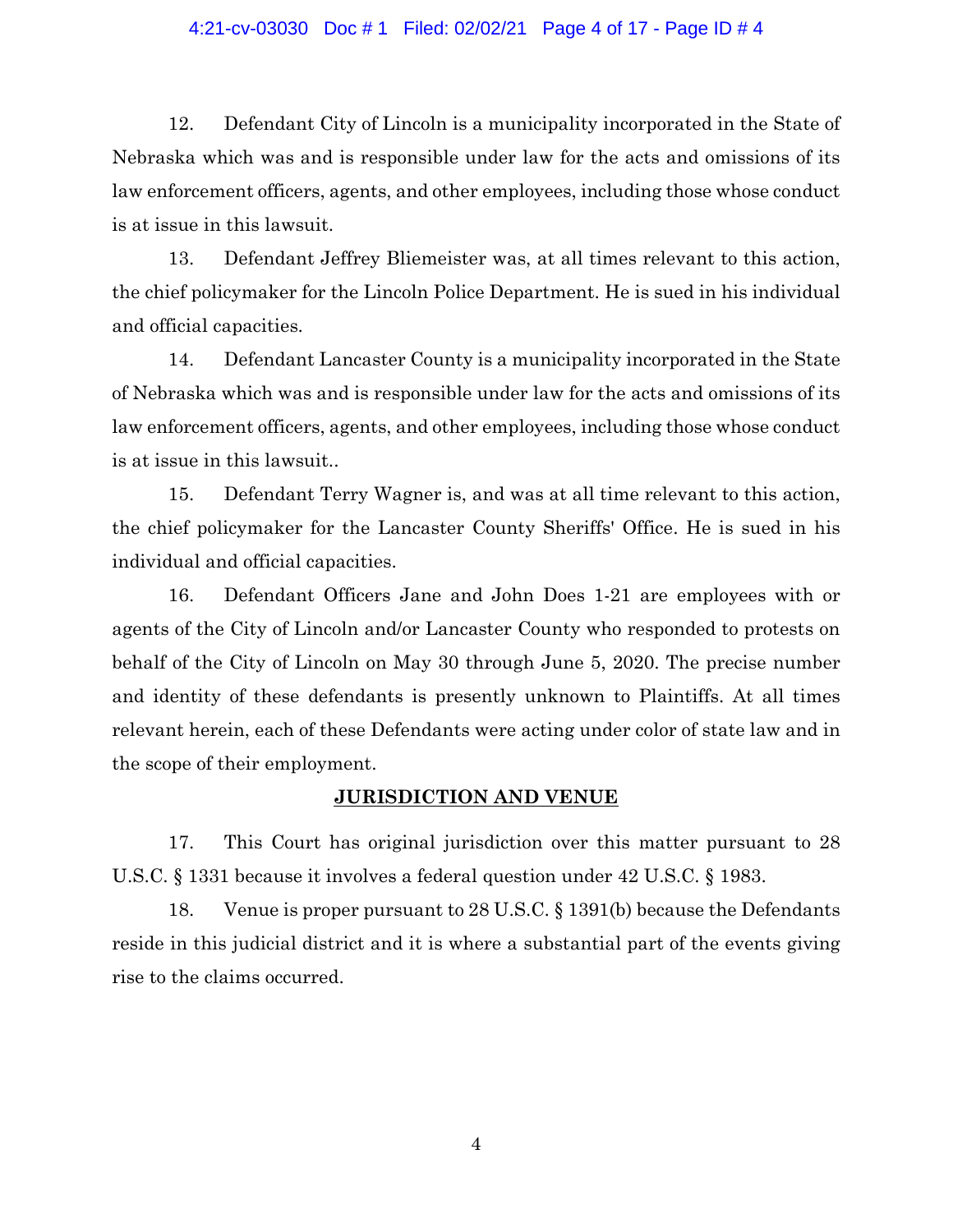12. Defendant City of Lincoln is a municipality incorporated in the State of Nebraska which was and is responsible under law for the acts and omissions of its law enforcement officers, agents, and other employees, including those whose conduct is at issue in this lawsuit.

13. Defendant Jeffrey Bliemeister was, at all times relevant to this action, the chief policymaker for the Lincoln Police Department. He is sued in his individual and official capacities.

14. Defendant Lancaster County is a municipality incorporated in the State of Nebraska which was and is responsible under law for the acts and omissions of its law enforcement officers, agents, and other employees, including those whose conduct is at issue in this lawsuit..

15. Defendant Terry Wagner is, and was at all time relevant to this action, the chief policymaker for the Lancaster County Sheriffs' Office. He is sued in his individual and official capacities.

16. Defendant Officers Jane and John Does 1-21 are employees with or agents of the City of Lincoln and/or Lancaster County who responded to protests on behalf of the City of Lincoln on May 30 through June 5, 2020. The precise number and identity of these defendants is presently unknown to Plaintiffs. At all times relevant herein, each of these Defendants were acting under color of state law and in the scope of their employment.

## JURISDICTION AND VENUE

17. This Court has original jurisdiction over this matter pursuant to 28 U.S.C. § 1331 because it involves a federal question under 42 U.S.C. § 1983.

18. Venue is proper pursuant to 28 U.S.C. § 1391(b) because the Defendants reside in this judicial district and it is where a substantial part of the events giving rise to the claims occurred.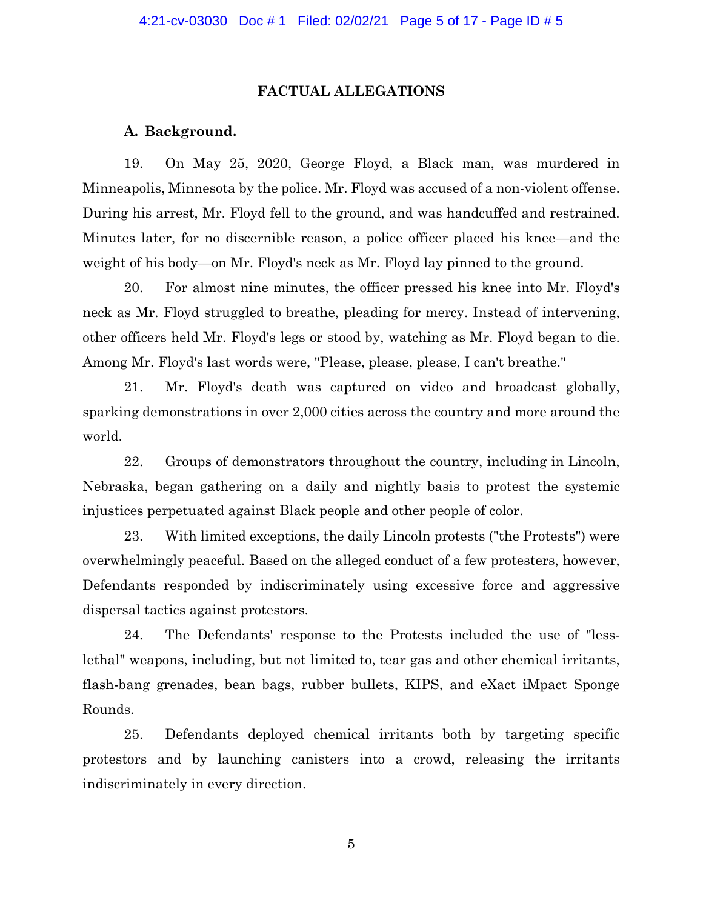## FACTUAL ALLEGATIONS

### A. Background.

19. On May 25, 2020, George Floyd, a Black man, was murdered in Minneapolis, Minnesota by the police. Mr. Floyd was accused of a non-violent offense. During his arrest, Mr. Floyd fell to the ground, and was handcuffed and restrained. Minutes later, for no discernible reason, a police officer placed his knee—and the weight of his body—on Mr. Floyd's neck as Mr. Floyd lay pinned to the ground.

20. For almost nine minutes, the officer pressed his knee into Mr. Floyd's neck as Mr. Floyd struggled to breathe, pleading for mercy. Instead of intervening, other officers held Mr. Floyd's legs or stood by, watching as Mr. Floyd began to die. Among Mr. Floyd's last words were, "Please, please, please, I can't breathe."

21. Mr. Floyd's death was captured on video and broadcast globally, sparking demonstrations in over 2,000 cities across the country and more around the world.

22. Groups of demonstrators throughout the country, including in Lincoln, Nebraska, began gathering on a daily and nightly basis to protest the systemic injustices perpetuated against Black people and other people of color.

23. With limited exceptions, the daily Lincoln protests ("the Protests") were overwhelmingly peaceful. Based on the alleged conduct of a few protesters, however, Defendants responded by indiscriminately using excessive force and aggressive dispersal tactics against protestors.

24. The Defendants' response to the Protests included the use of "less-lethal" weapons, including, but not limited to, tear gas and other chemical irritants, flash-bang grenades, bean bags, rubber bullets, KIPS, and eXact iMpact Sponge Rounds.

25. Defendants deployed chemical irritants both by targeting specific protestors and by launching canisters into a crowd, releasing the irritants indiscriminately in every direction.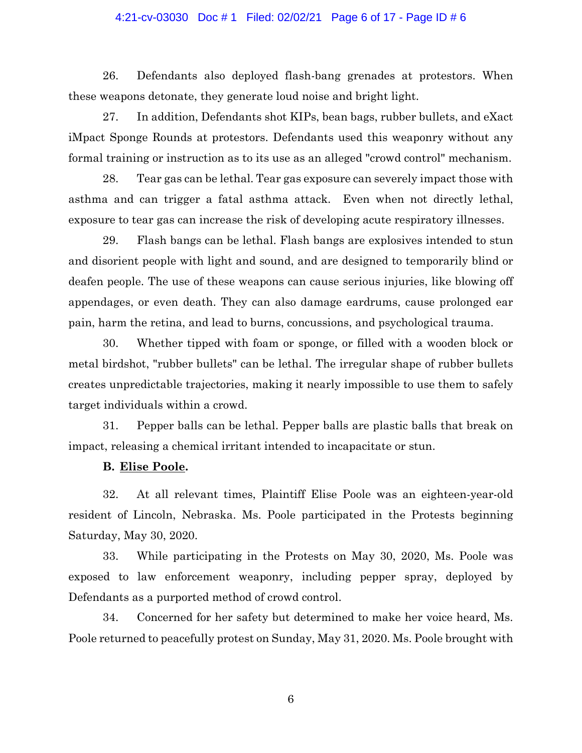26. Defendants also deployed flash-bang grenades at protestors. When these weapons detonate, they generate loud noise and bright light.

27. In addition, Defendants shot KIPs, bean bags, rubber bullets, and eXact iMpact Sponge Rounds at protestors. Defendants used this weaponry without any formal training or instruction as to its use as an alleged "crowd control" mechanism.

28. Tear gas can be lethal. Tear gas exposure can severely impact those with asthma and can trigger a fatal asthma attack. Even when not directly lethal, exposure to tear gas can increase the risk of developing acute respiratory illnesses.

29. Flash bangs can be lethal. Flash bangs are explosives intended to stun and disorient people with light and sound, and are designed to temporarily blind or deafen people. The use of these weapons can cause serious injuries, like blowing off appendages, or even death. They can also damage eardrums, cause prolonged ear pain, harm the retina, and lead to burns, concussions, and psychological trauma.

30. Whether tipped with foam or sponge, or filled with a wooden block or metal birdshot, "rubber bullets" can be lethal. The irregular shape of rubber bullets creates unpredictable trajectories, making it nearly impossible to use them to safely target individuals within a crowd.

31. Pepper balls can be lethal. Pepper balls are plastic balls that break on impact, releasing a chemical irritant intended to incapacitate or stun.

**B. <u>Elise Poole</u>.**

32. At all relevant times, Plaintiff Elise Poole was an eighteen-year-old resident of Lincoln, Nebraska. Ms. Poole participated in the Protests beginning Saturday, May 30, 2020.

33. While participating in the Protests on May 30, 2020, Ms. Poole was exposed to law enforcement weaponry, including pepper spray, deployed by Defendants as a purported method of crowd control.

34. Concerned for her safety but determined to make her voice heard, Ms. Poole returned to peacefully protest on Sunday, May 31, 2020. Ms. Poole brought with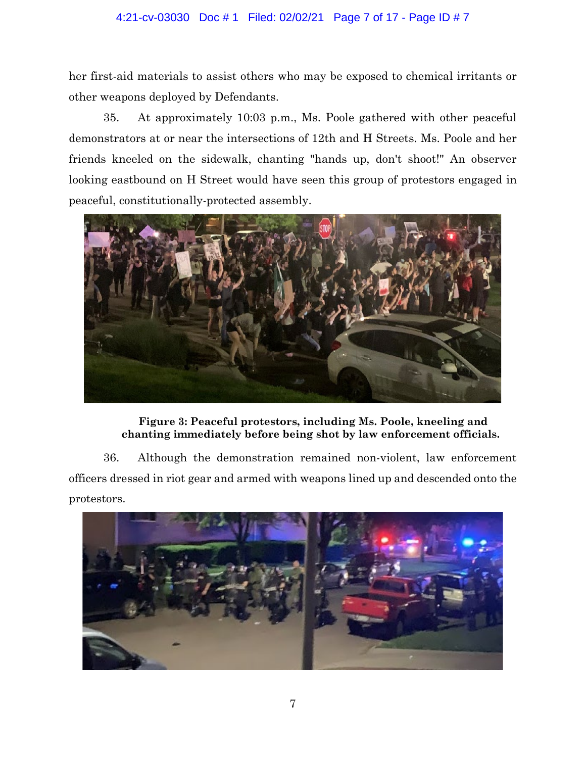her first-aid materials to assist others who may be exposed to chemical irritants or other weapons deployed by Defendants.

35. At approximately 10:03 p.m., Ms. Poole gathered with other peaceful demonstrators at or near the intersections of 12th and H Streets. Ms. Poole and her friends kneeled on the sidewalk, chanting "hands up, don't shoot!" An observer looking eastbound on H Street would have seen this group of protestors engaged in peaceful, constitutionally-protected assembly.

**Figure 3: Peaceful protestors, including Ms. Poole, kneeling and chanting immediately before being shot by law enforcement officials.**

36. Although the demonstration remained non-violent, law enforcement officers dressed in riot gear and armed with weapons lined up and descended onto the protestors.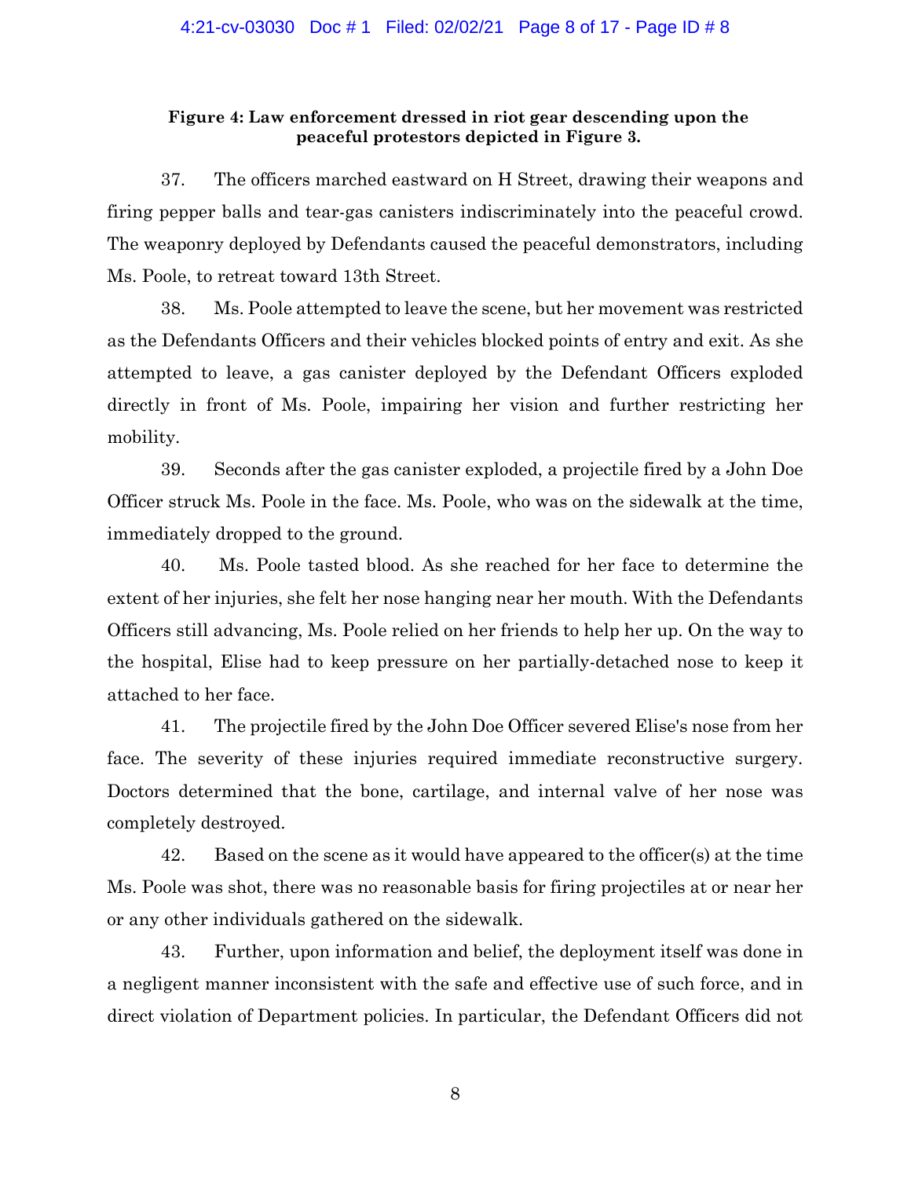**Figure 4: Law enforcement dressed in riot gear descending upon the peaceful protestors depicted in Figure 3.**

37. The officers marched eastward on H Street, drawing their weapons and firing pepper balls and tear-gas canisters indiscriminately into the peaceful crowd. The weaponry deployed by Defendants caused the peaceful demonstrators, including Ms. Poole, to retreat toward 13th Street.

38. Ms. Poole attempted to leave the scene, but her movement was restricted as the Defendants Officers and their vehicles blocked points of entry and exit. As she attempted to leave, a gas canister deployed by the Defendant Officers exploded directly in front of Ms. Poole, impairing her vision and further restricting her mobility.

39. Seconds after the gas canister exploded, a projectile fired by a John Doe Officer struck Ms. Poole in the face. Ms. Poole, who was on the sidewalk at the time, immediately dropped to the ground.

40. Ms. Poole tasted blood. As she reached for her face to determine the extent of her injuries, she felt her nose hanging near her mouth. With the Defendants Officers still advancing, Ms. Poole relied on her friends to help her up. On the way to the hospital, Elise had to keep pressure on her partially-detached nose to keep it attached to her face.

41. The projectile fired by the John Doe Officer severed Elise's nose from her face. The severity of these injuries required immediate reconstructive surgery. Doctors determined that the bone, cartilage, and internal valve of her nose was completely destroyed.

42. Based on the scene as it would have appeared to the officer(s) at the time Ms. Poole was shot, there was no reasonable basis for firing projectiles at or near her or any other individuals gathered on the sidewalk.

43. Further, upon information and belief, the deployment itself was done in a negligent manner inconsistent with the safe and effective use of such force, and in direct violation of Department policies. In particular, the Defendant Officers did not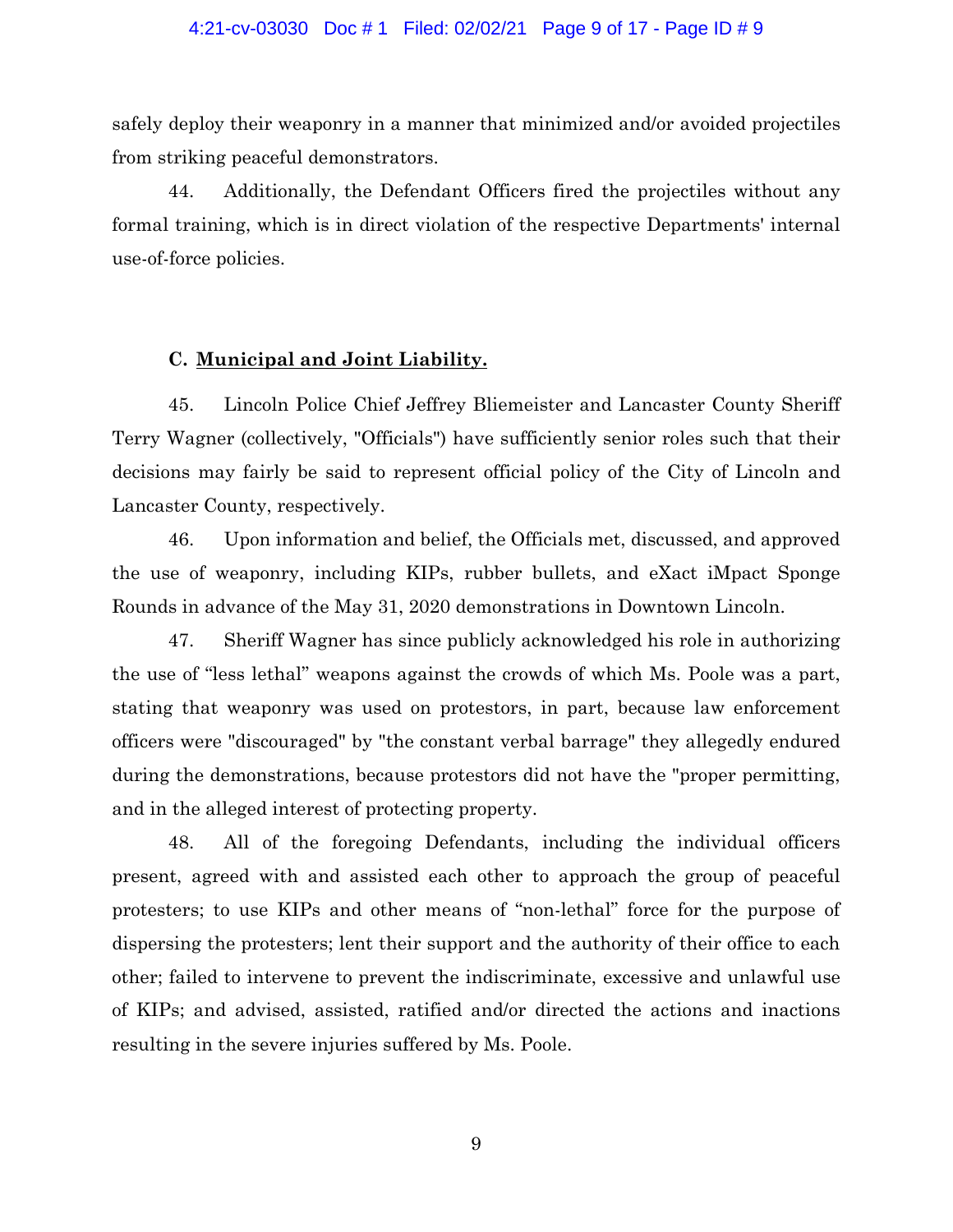safely deploy their weaponry in a manner that minimized and/or avoided projectiles from striking peaceful demonstrators.

44. Additionally, the Defendant Officers fired the projectiles without any formal training, which is in direct violation of the respective Departments' internal use-of-force policies.

### C. Municipal and Joint Liability.

45. Lincoln Police Chief Jeffrey Bliemeister and Lancaster County Sheriff Terry Wagner (collectively, "Officials") have sufficiently senior roles such that their decisions may fairly be said to represent official policy of the City of Lincoln and Lancaster County, respectively.

46. Upon information and belief, the Officials met, discussed, and approved the use of weaponry, including KIPs, rubber bullets, and eXact iMpact Sponge Rounds in advance of the May 31, 2020 demonstrations in Downtown Lincoln.

47. Sheriff Wagner has since publicly acknowledged his role in authorizing the use of "less lethal" weapons against the crowds of which Ms. Poole was a part, stating that weaponry was used on protestors, in part, because law enforcement officers were "discouraged" by "the constant verbal barrage" they allegedly endured during the demonstrations, because protestors did not have the "proper permitting, and in the alleged interest of protecting property.

48. All of the foregoing Defendants, including the individual officers present, agreed with and assisted each other to approach the group of peaceful protesters; to use KIPs and other means of "non-lethal" force for the purpose of dispersing the protesters; lent their support and the authority of their office to each other; failed to intervene to prevent the indiscriminate, excessive and unlawful use of KIPs; and advised, assisted, ratified and/or directed the actions and inactions resulting in the severe injuries suffered by Ms. Poole.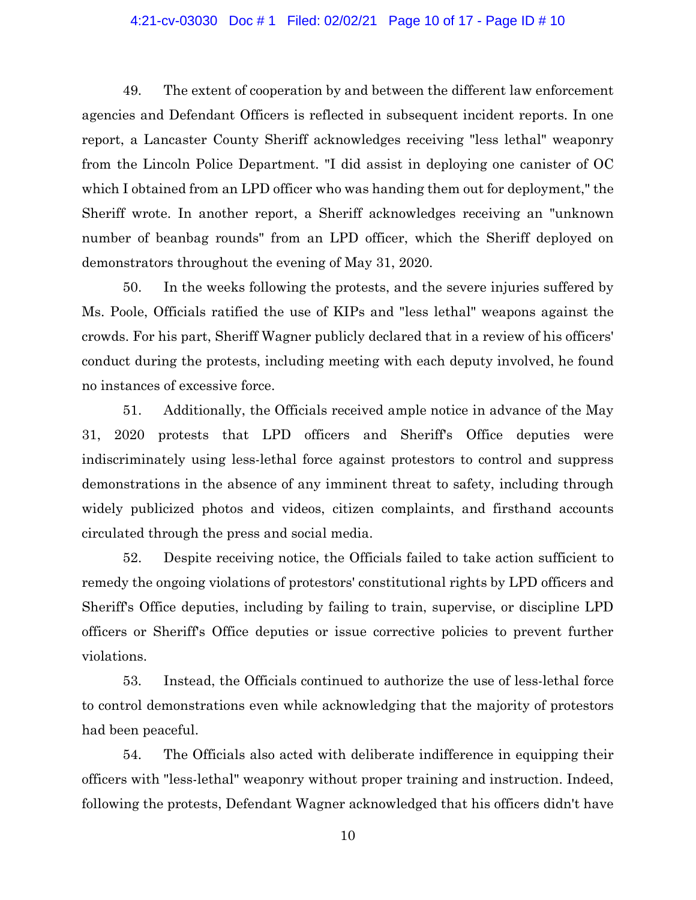49. The extent of cooperation by and between the different law enforcement agencies and Defendant Officers is reflected in subsequent incident reports. In one report, a Lancaster County Sheriff acknowledges receiving "less lethal" weaponry from the Lincoln Police Department. "I did assist in deploying one canister of OC which I obtained from an LPD officer who was handing them out for deployment," the Sheriff wrote. In another report, a Sheriff acknowledges receiving an "unknown number of beanbag rounds" from an LPD officer, which the Sheriff deployed on demonstrators throughout the evening of May 31, 2020.

50. In the weeks following the protests, and the severe injuries suffered by Ms. Poole, Officials ratified the use of KIPs and "less lethal" weapons against the crowds. For his part, Sheriff Wagner publicly declared that in a review of his officers' conduct during the protests, including meeting with each deputy involved, he found no instances of excessive force.

51. Additionally, the Officials received ample notice in advance of the May 31, 2020 protests that LPD officers and Sheriff's Office deputies were indiscriminately using less-lethal force against protestors to control and suppress demonstrations in the absence of any imminent threat to safety, including through widely publicized photos and videos, citizen complaints, and firsthand accounts circulated through the press and social media.

52. Despite receiving notice, the Officials failed to take action sufficient to remedy the ongoing violations of protestors' constitutional rights by LPD officers and Sheriff's Office deputies, including by failing to train, supervise, or discipline LPD officers or Sheriff's Office deputies or issue corrective policies to prevent further violations.

53. Instead, the Officials continued to authorize the use of less-lethal force to control demonstrations even while acknowledging that the majority of protestors had been peaceful.

54. The Officials also acted with deliberate indifference in equipping their officers with "less-lethal" weaponry without proper training and instruction. Indeed, following the protests, Defendant Wagner acknowledged that his officers didn't have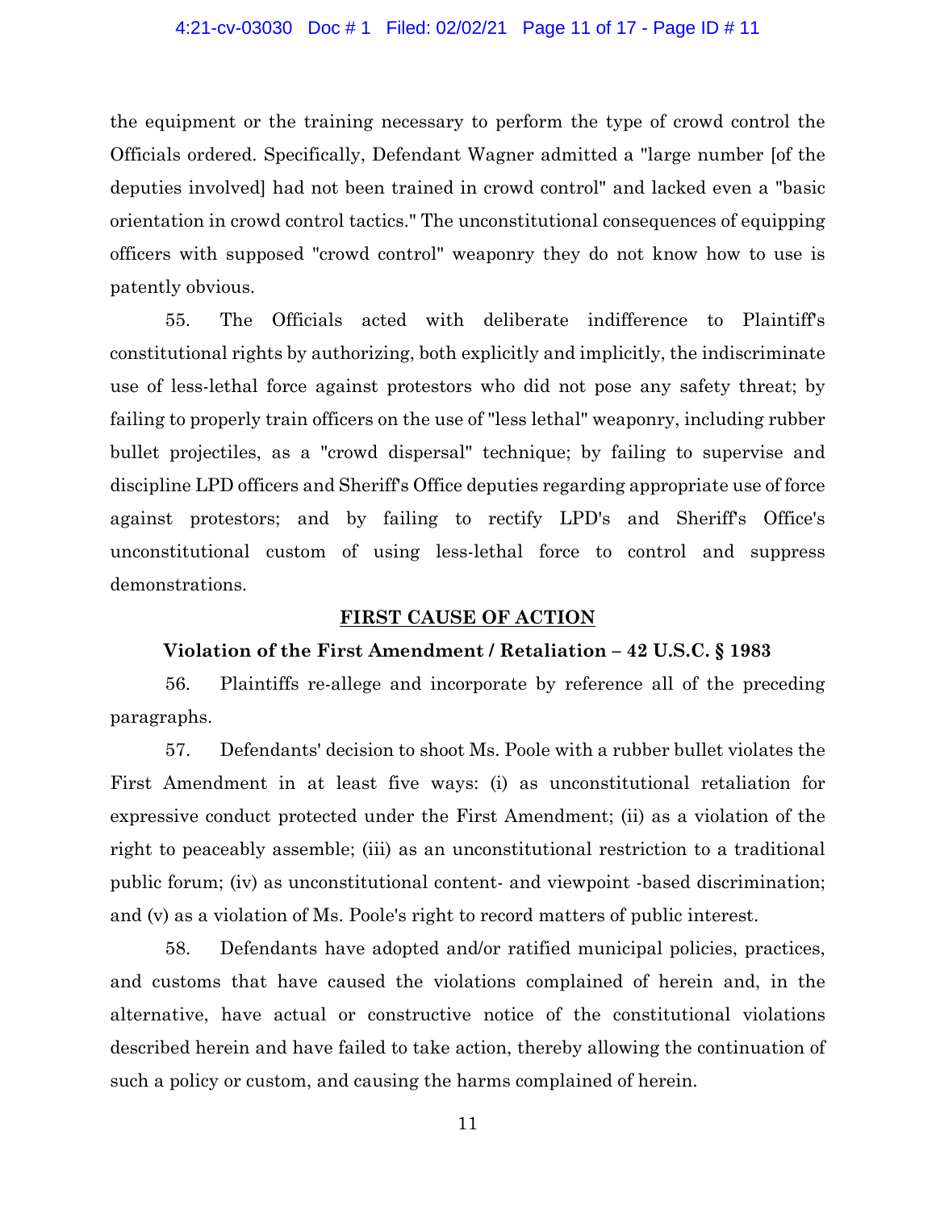the equipment or the training necessary to perform the type of crowd control the Officials ordered. Specifically, Defendant Wagner admitted a "large number [of the deputies involved] had not been trained in crowd control" and lacked even a "basic orientation in crowd control tactics." The unconstitutional consequences of equipping officers with supposed "crowd control" weaponry they do not know how to use is patently obvious.

55. The Officials acted with deliberate indifference to Plaintiff's constitutional rights by authorizing, both explicitly and implicitly, the indiscriminate use of less-lethal force against protestors who did not pose any safety threat; by failing to properly train officers on the use of "less lethal" weaponry, including rubber bullet projectiles, as a "crowd dispersal" technique; by failing to supervise and discipline LPD officers and Sheriff's Office deputies regarding appropriate use of force against protestors; and by failing to rectify LPD's and Sheriff's Office's unconstitutional custom of using less-lethal force to control and suppress demonstrations.

## FIRST CAUSE OF ACTION

### Violation of the First Amendment / Retaliation – 42 U.S.C. § 1983

56. Plaintiffs re-allege and incorporate by reference all of the preceding paragraphs.

57. Defendants' decision to shoot Ms. Poole with a rubber bullet violates the First Amendment in at least five ways: (i) as unconstitutional retaliation for expressive conduct protected under the First Amendment; (ii) as a violation of the right to peaceably assemble; (iii) as an unconstitutional restriction to a traditional public forum; (iv) as unconstitutional content- and viewpoint -based discrimination; and (v) as a violation of Ms. Poole's right to record matters of public interest.

58. Defendants have adopted and/or ratified municipal policies, practices, and customs that have caused the violations complained of herein and, in the alternative, have actual or constructive notice of the constitutional violations described herein and have failed to take action, thereby allowing the continuation of such a policy or custom, and causing the harms complained of herein.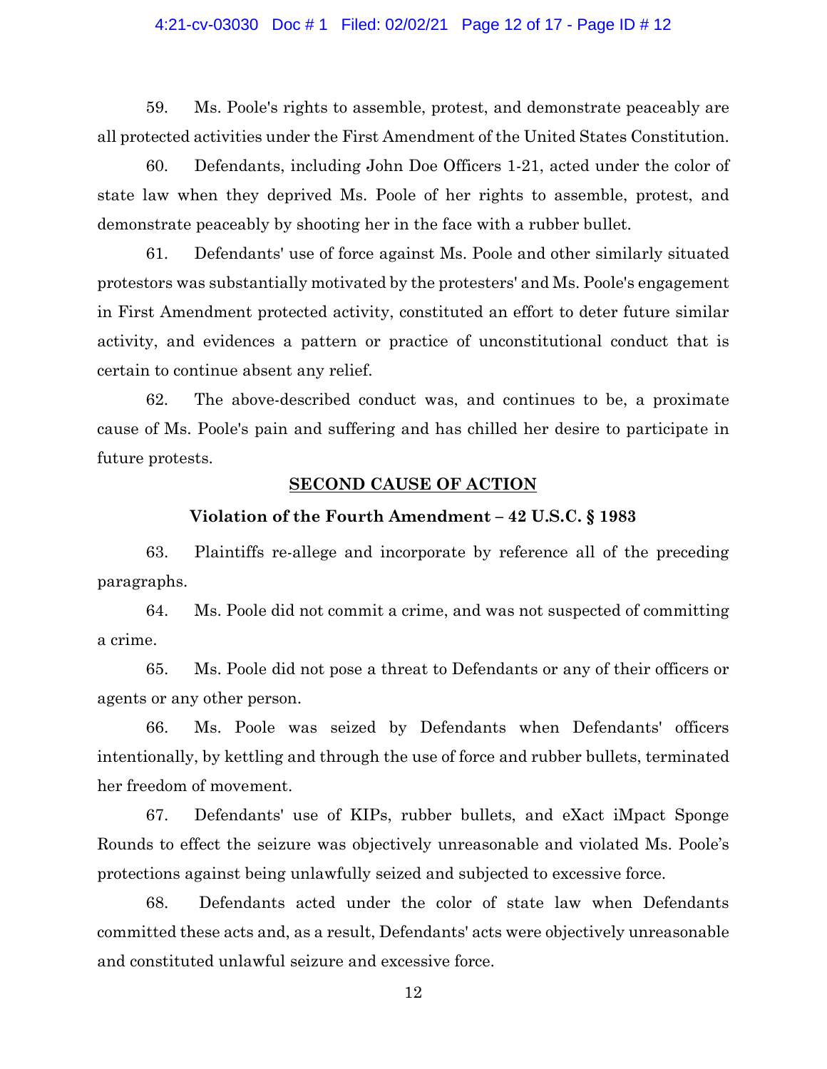59. Ms. Poole's rights to assemble, protest, and demonstrate peaceably are all protected activities under the First Amendment of the United States Constitution.

60. Defendants, including John Doe Officers 1-21, acted under the color of state law when they deprived Ms. Poole of her rights to assemble, protest, and demonstrate peaceably by shooting her in the face with a rubber bullet.

61. Defendants' use of force against Ms. Poole and other similarly situated protestors was substantially motivated by the protesters' and Ms. Poole's engagement in First Amendment protected activity, constituted an effort to deter future similar activity, and evidences a pattern or practice of unconstitutional conduct that is certain to continue absent any relief.

62. The above-described conduct was, and continues to be, a proximate cause of Ms. Poole's pain and suffering and has chilled her desire to participate in future protests.

## SECOND CAUSE OF ACTION

### Violation of the Fourth Amendment – 42 U.S.C. § 1983

63. Plaintiffs re-allege and incorporate by reference all of the preceding paragraphs.

64. Ms. Poole did not commit a crime, and was not suspected of committing a crime.

65. Ms. Poole did not pose a threat to Defendants or any of their officers or agents or any other person.

66. Ms. Poole was seized by Defendants when Defendants' officers intentionally, by kettling and through the use of force and rubber bullets, terminated her freedom of movement.

67. Defendants' use of KIPs, rubber bullets, and eXact iMpact Sponge Rounds to effect the seizure was objectively unreasonable and violated Ms. Poole's protections against being unlawfully seized and subjected to excessive force.

68. Defendants acted under the color of state law when Defendants committed these acts and, as a result, Defendants' acts were objectively unreasonable and constituted unlawful seizure and excessive force.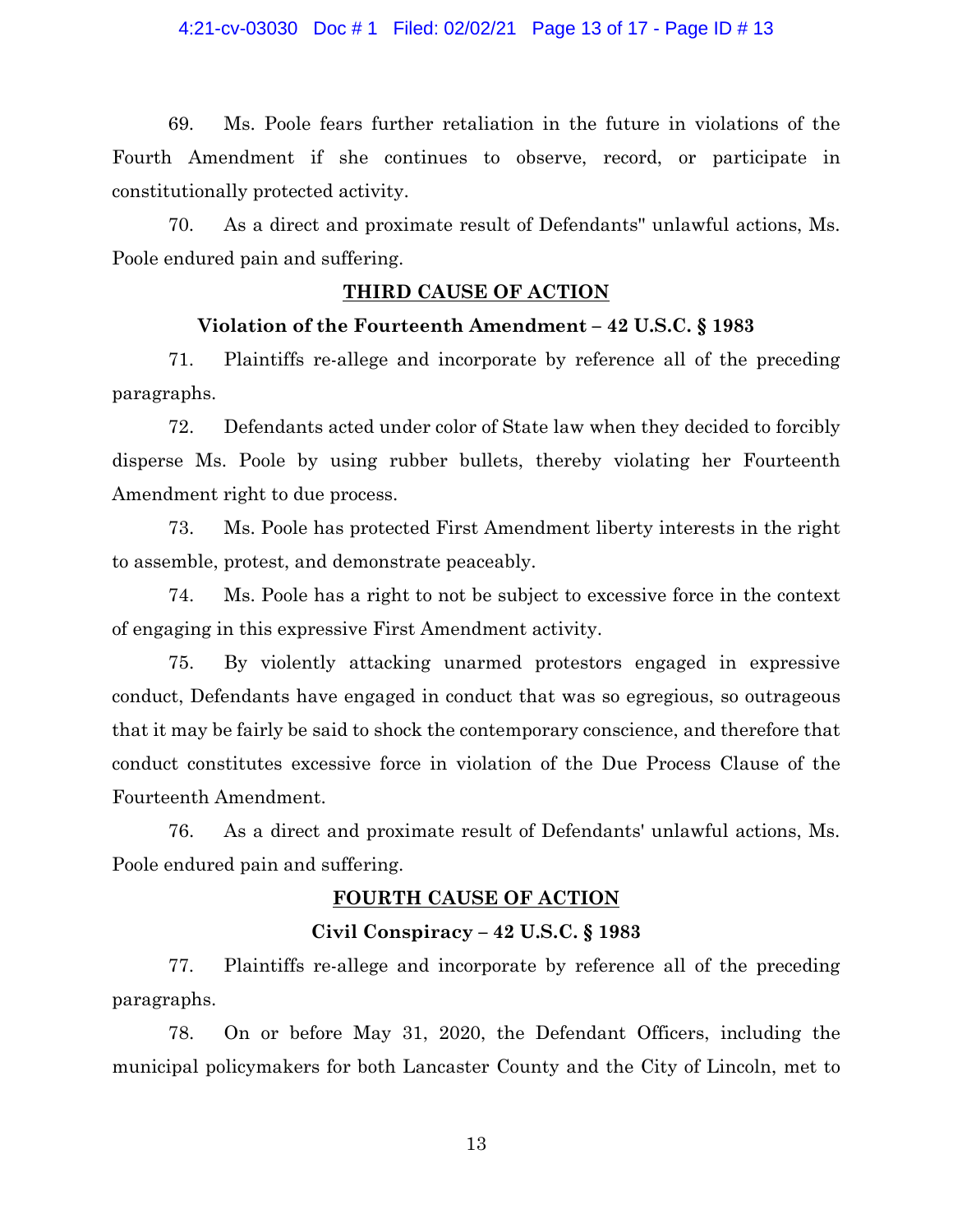69. Ms. Poole fears further retaliation in the future in violations of the Fourth Amendment if she continues to observe, record, or participate in constitutionally protected activity.

70. As a direct and proximate result of Defendants'' unlawful actions, Ms. Poole endured pain and suffering.

## THIRD CAUSE OF ACTION

### Violation of the Fourteenth Amendment – 42 U.S.C. § 1983

71. Plaintiffs re-allege and incorporate by reference all of the preceding paragraphs.

72. Defendants acted under color of State law when they decided to forcibly disperse Ms. Poole by using rubber bullets, thereby violating her Fourteenth Amendment right to due process.

73. Ms. Poole has protected First Amendment liberty interests in the right to assemble, protest, and demonstrate peaceably.

74. Ms. Poole has a right to not be subject to excessive force in the context of engaging in this expressive First Amendment activity.

75. By violently attacking unarmed protestors engaged in expressive conduct, Defendants have engaged in conduct that was so egregious, so outrageous that it may be fairly be said to shock the contemporary conscience, and therefore that conduct constitutes excessive force in violation of the Due Process Clause of the Fourteenth Amendment.

76. As a direct and proximate result of Defendants' unlawful actions, Ms. Poole endured pain and suffering.

## FOURTH CAUSE OF ACTION

### Civil Conspiracy – 42 U.S.C. § 1983

77. Plaintiffs re-allege and incorporate by reference all of the preceding paragraphs.

78. On or before May 31, 2020, the Defendant Officers, including the municipal policymakers for both Lancaster County and the City of Lincoln, met to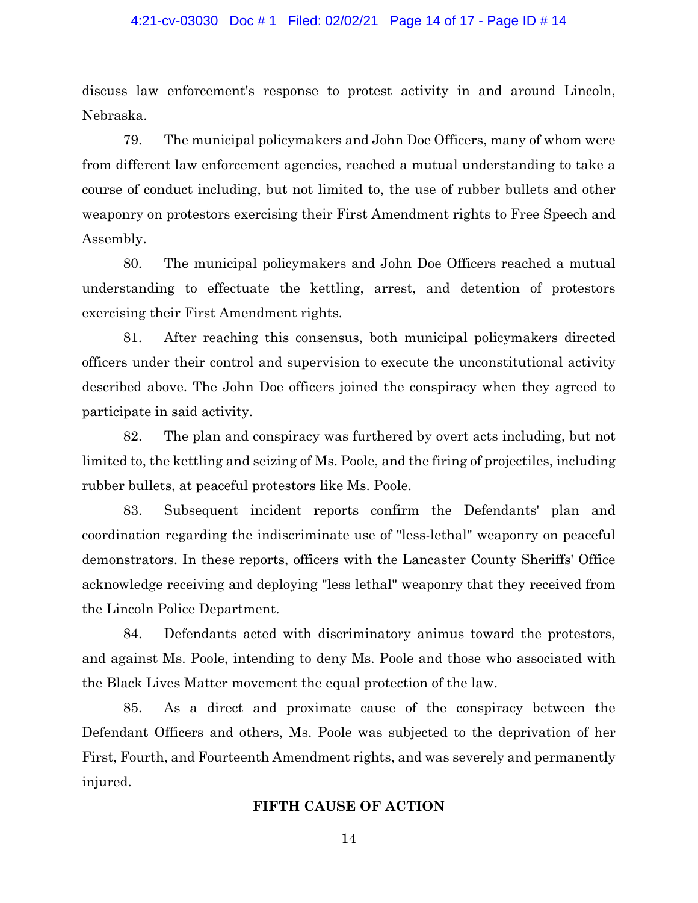discuss law enforcement's response to protest activity in and around Lincoln, Nebraska.

79. The municipal policymakers and John Doe Officers, many of whom were from different law enforcement agencies, reached a mutual understanding to take a course of conduct including, but not limited to, the use of rubber bullets and other weaponry on protestors exercising their First Amendment rights to Free Speech and Assembly.

80. The municipal policymakers and John Doe Officers reached a mutual understanding to effectuate the kettling, arrest, and detention of protestors exercising their First Amendment rights.

81. After reaching this consensus, both municipal policymakers directed officers under their control and supervision to execute the unconstitutional activity described above. The John Doe officers joined the conspiracy when they agreed to participate in said activity.

82. The plan and conspiracy was furthered by overt acts including, but not limited to, the kettling and seizing of Ms. Poole, and the firing of projectiles, including rubber bullets, at peaceful protestors like Ms. Poole.

83. Subsequent incident reports confirm the Defendants' plan and coordination regarding the indiscriminate use of "less-lethal" weaponry on peaceful demonstrators. In these reports, officers with the Lancaster County Sheriffs' Office acknowledge receiving and deploying "less lethal" weaponry that they received from the Lincoln Police Department.

84. Defendants acted with discriminatory animus toward the protestors, and against Ms. Poole, intending to deny Ms. Poole and those who associated with the Black Lives Matter movement the equal protection of the law.

85. As a direct and proximate cause of the conspiracy between the Defendant Officers and others, Ms. Poole was subjected to the deprivation of her First, Fourth, and Fourteenth Amendment rights, and was severely and permanently injured.

## FIFTH CAUSE OF ACTION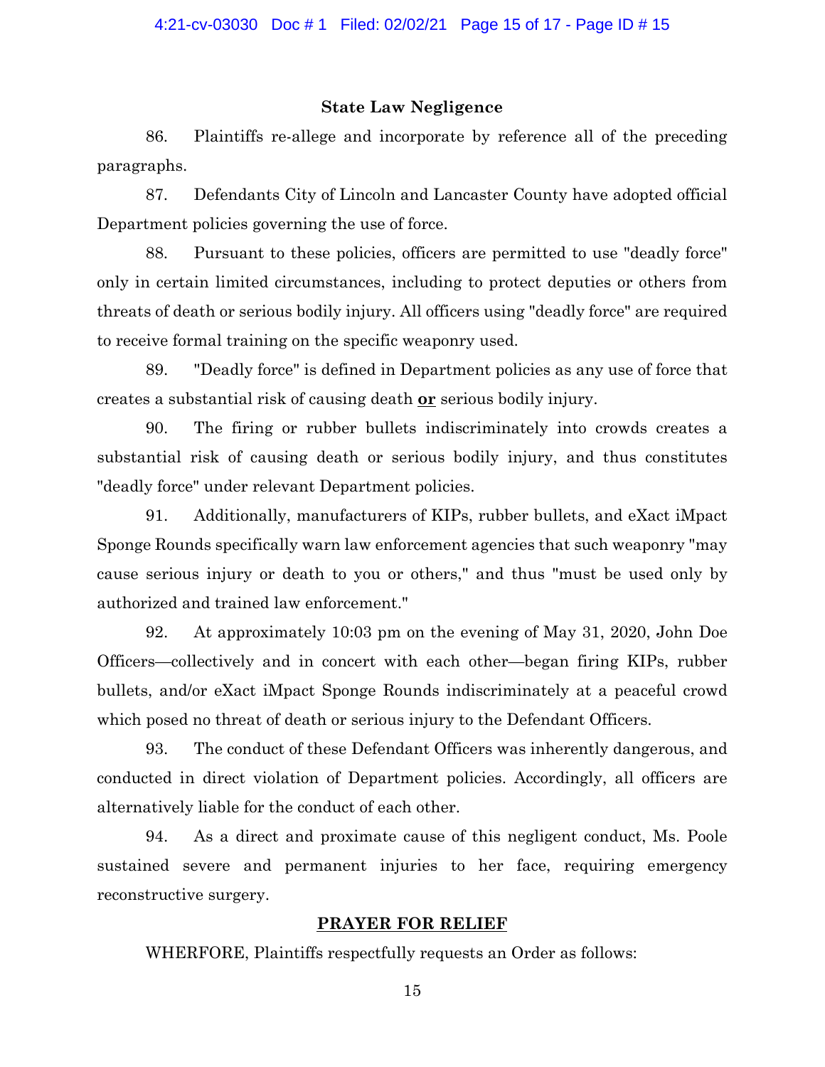### State Law Negligence

86. Plaintiffs re-allege and incorporate by reference all of the preceding paragraphs.

87. Defendants City of Lincoln and Lancaster County have adopted official Department policies governing the use of force.

88. Pursuant to these policies, officers are permitted to use "deadly force" only in certain limited circumstances, including to protect deputies or others from threats of death or serious bodily injury. All officers using "deadly force" are required to receive formal training on the specific weaponry used.

89. "Deadly force" is defined in Department policies as any use of force that creates a substantial risk of causing death **<u>or</u>** serious bodily injury.

90. The firing or rubber bullets indiscriminately into crowds creates a substantial risk of causing death or serious bodily injury, and thus constitutes "deadly force" under relevant Department policies.

91. Additionally, manufacturers of KIPs, rubber bullets, and eXact iMpact Sponge Rounds specifically warn law enforcement agencies that such weaponry "may cause serious injury or death to you or others," and thus "must be used only by authorized and trained law enforcement."

92. At approximately 10:03 pm on the evening of May 31, 2020, John Doe Officers—collectively and in concert with each other—began firing KIPs, rubber bullets, and/or eXact iMpact Sponge Rounds indiscriminately at a peaceful crowd which posed no threat of death or serious injury to the Defendant Officers.

93. The conduct of these Defendant Officers was inherently dangerous, and conducted in direct violation of Department policies. Accordingly, all officers are alternatively liable for the conduct of each other.

94. As a direct and proximate cause of this negligent conduct, Ms. Poole sustained severe and permanent injuries to her face, requiring emergency reconstructive surgery.

### <u>PRAYER FOR RELIEF</u>

WHERFORE, Plaintiffs respectfully requests an Order as follows: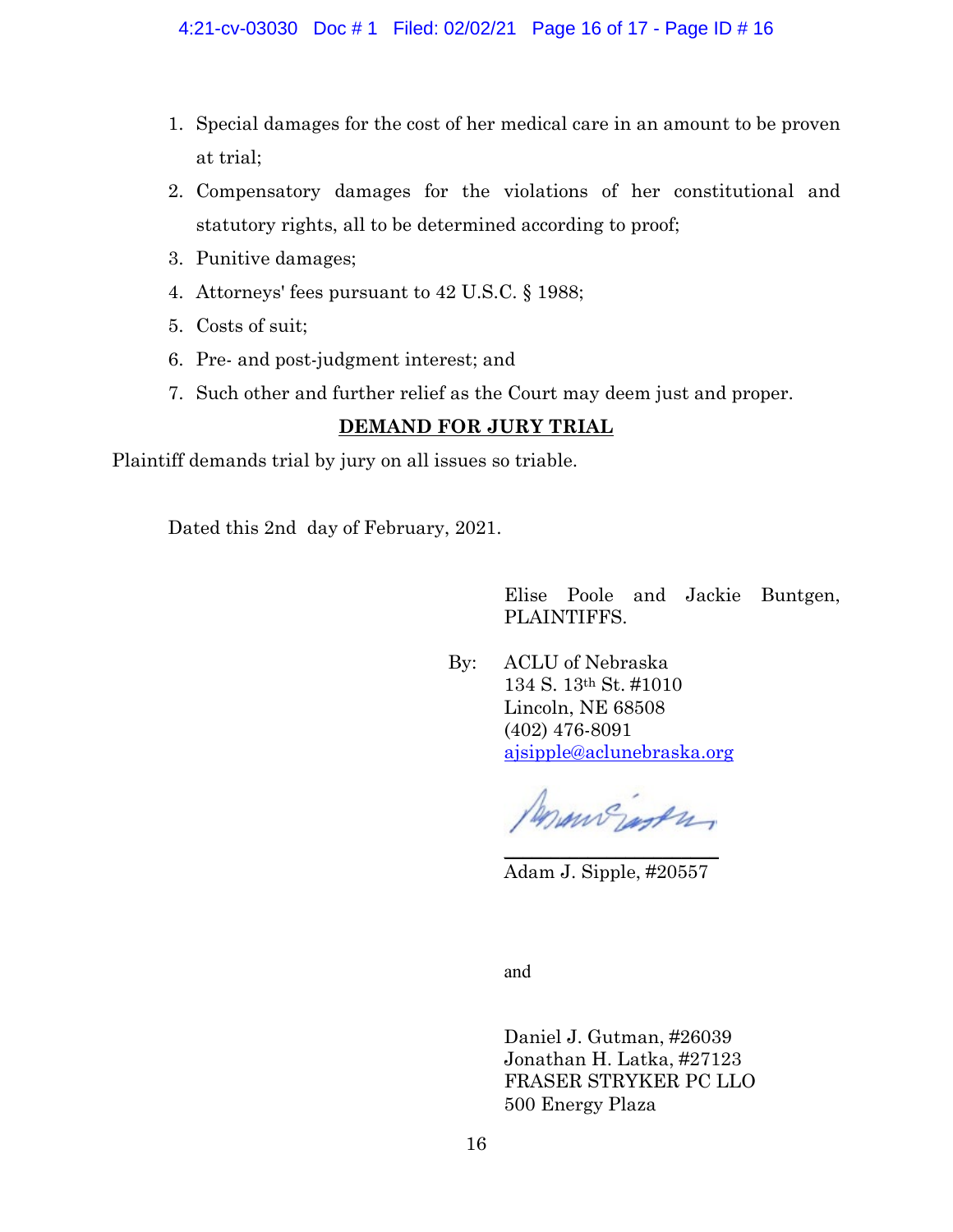1. Special damages for the cost of her medical care in an amount to be proven at trial;
2. Compensatory damages for the violations of her constitutional and statutory rights, all to be determined according to proof;
3. Punitive damages;
4. Attorneys' fees pursuant to 42 U.S.C. § 1988;
5. Costs of suit;
6. Pre- and post-judgment interest; and
7. Such other and further relief as the Court may deem just and proper.

**DEMAND FOR JURY TRIAL**

Plaintiff demands trial by jury on all issues so triable.

Dated this 2nd day of February, 2021.

Elise Poole and Jackie Buntgen, PLAINTIFFS.

By: ACLU of Nebraska
134 S. 13th St. #1010
Lincoln, NE 68508
(402) 476-8091
ajsipple@aclunebraska.org

Adam J. Sipple, #20557

and

Daniel J. Gutman, #26039
Jonathan H. Latka, #27123
FRASER STRYKER PC LLO
500 Energy Plaza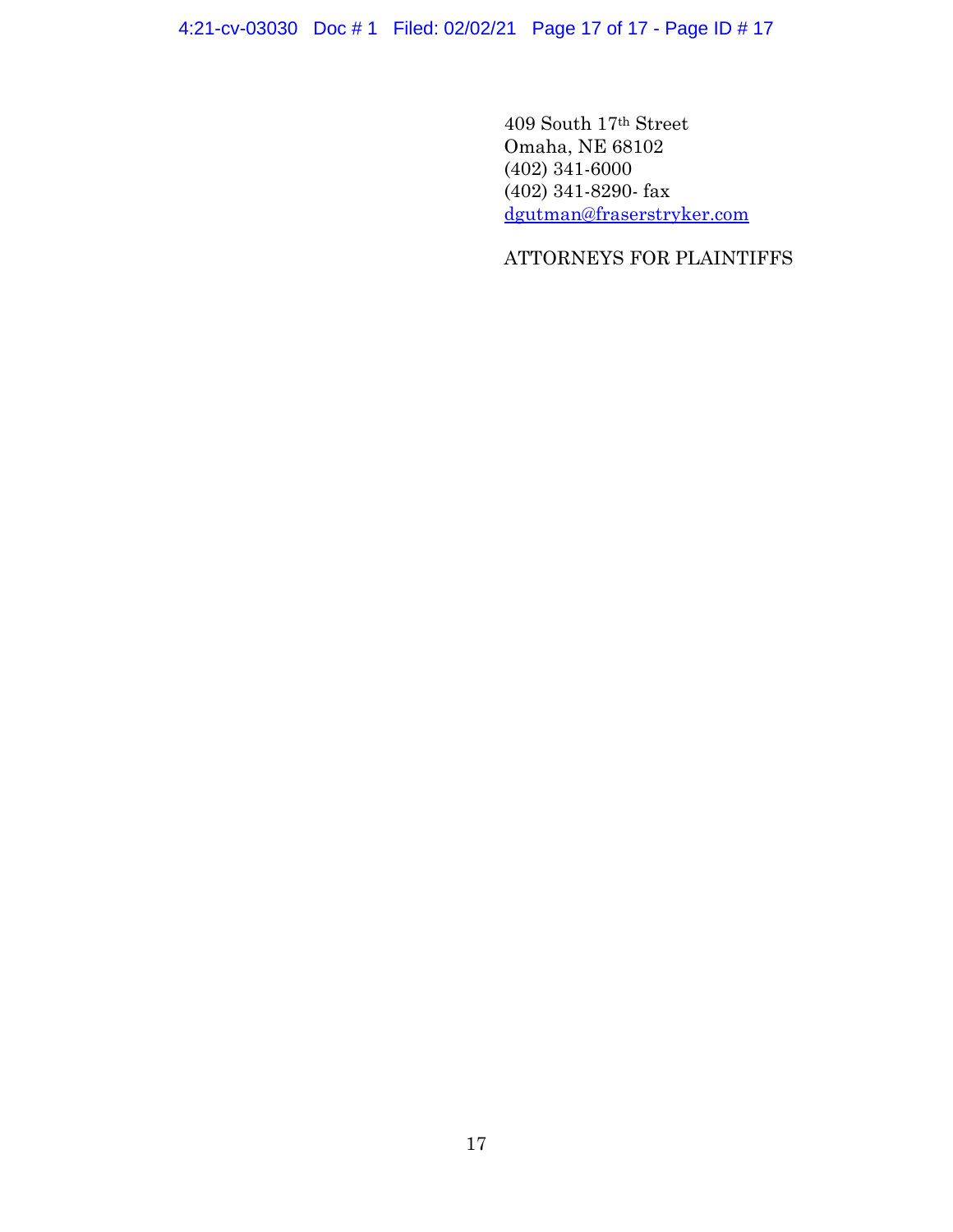409 South 17th Street
Omaha, NE 68102
(402) 341-6000
(402) 341-8290- fax
dgutman@fraserstryker.com

ATTORNEYS FOR PLAINTIFFS